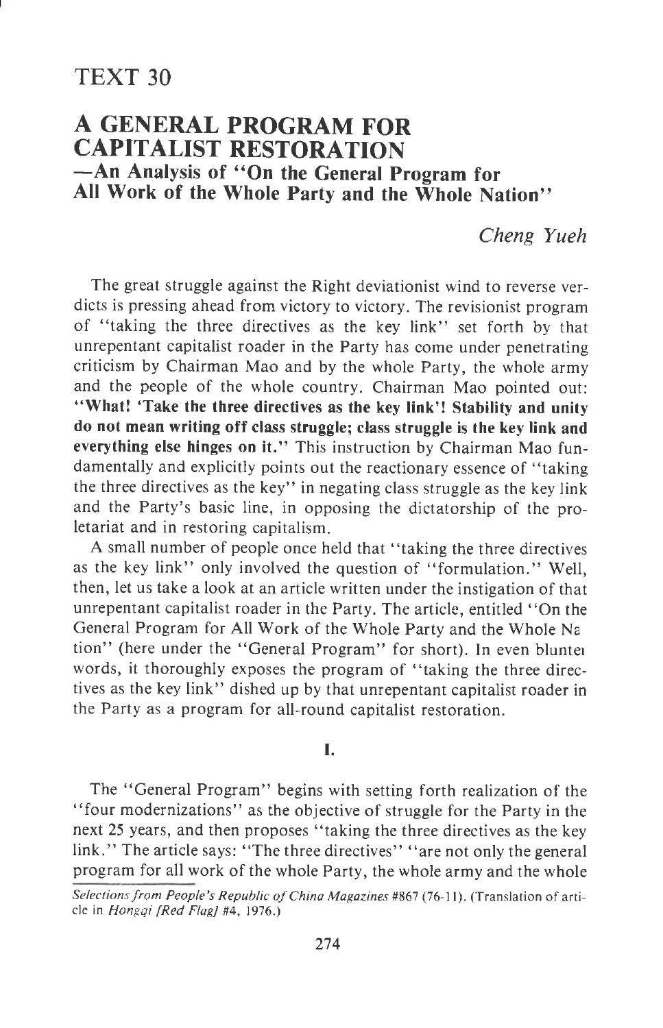# TEXT 30

## A GENERAL PROGRAM FOR CAPITALIST RESTORATION
### —An Analysis of "On the General Program for All Work of the Whole Party and the Whole Nation"

*Cheng Yueh*

The great struggle against the Right deviationist wind to reverse verdicts is pressing ahead from victory to victory. The revisionist program of "taking the three directives as the key link" set forth by that unrepentant capitalist roader in the Party has come under penetrating criticism by Chairman Mao and by the whole Party, the whole army and the people of the whole country. Chairman Mao pointed out: **"What! 'Take the three directives as the key link'! Stability and unity do not mean writing off class struggle; class struggle is the key link and everything else hinges on it."** This instruction by Chairman Mao fundamentally and explicitly points out the reactionary essence of "taking the three directives as the key" in negating class struggle as the key link and the Party's basic line, in opposing the dictatorship of the proletariat and in restoring capitalism.

A small number of people once held that "taking the three directives as the key link" only involved the question of "formulation." Well, then, let us take a look at an article written under the instigation of that unrepentant capitalist roader in the Party. The article, entitled "On the General Program for All Work of the Whole Party and the Whole Nation" (here under the "General Program" for short). In even blunter words, it thoroughly exposes the program of "taking the three directives as the key link" dished up by that unrepentant capitalist roader in the Party as a program for all-round capitalist restoration.

**I.**

The "General Program" begins with setting forth realization of the "four modernizations" as the objective of struggle for the Party in the next 25 years, and then proposes "taking the three directives as the key link." The article says: "The three directives" "are not only the general program for all work of the whole Party, the whole army and the whole

*Selections from People's Republic of China Magazines* #867 (76-11). (Translation of article in *Hongqi [Red Flag]* #4, 1976.)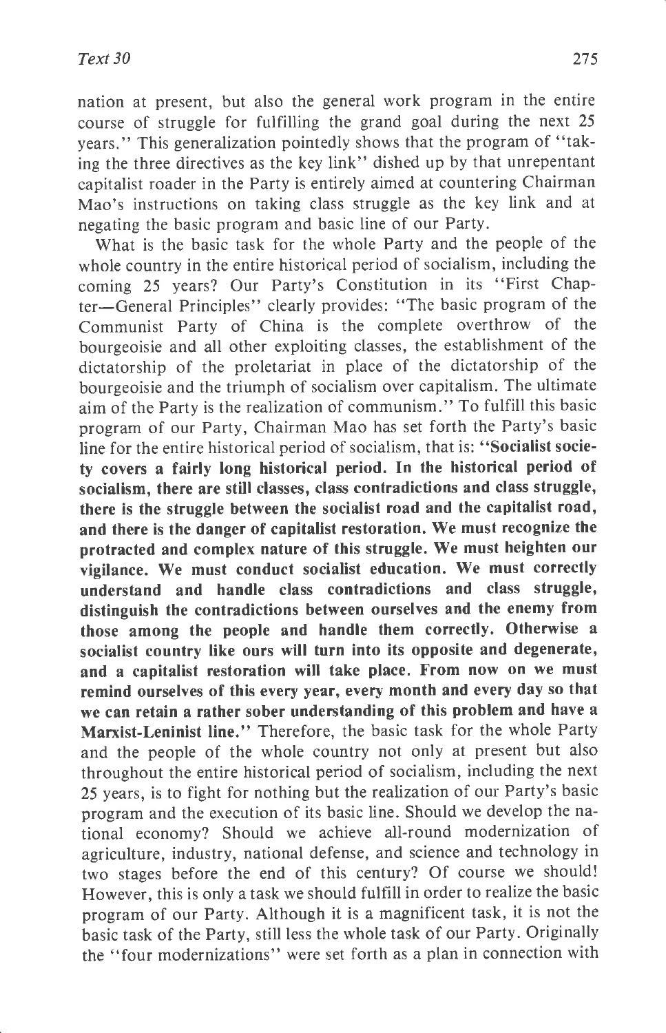nation at present, but also the general work program in the entire course of struggle for fulfilling the grand goal during the next 25 years." This generalization pointedly shows that the program of "taking the three directives as the key link" dished up by that unrepentant capitalist roader in the Party is entirely aimed at countering Chairman Mao's instructions on taking class struggle as the key link and at negating the basic program and basic line of our Party.

What is the basic task for the whole Party and the people of the whole country in the entire historical period of socialism, including the coming 25 years? Our Party's Constitution in its "First Chapter—General Principles" clearly provides: "The basic program of the Communist Party of China is the complete overthrow of the bourgeoisie and all other exploiting classes, the establishment of the dictatorship of the proletariat in place of the dictatorship of the bourgeoisie and the triumph of socialism over capitalism. The ultimate aim of the Party is the realization of communism." To fulfill this basic program of our Party, Chairman Mao has set forth the Party's basic line for the entire historical period of socialism, that is: "**Socialist society covers a fairly long historical period. In the historical period of socialism, there are still classes, class contradictions and class struggle, there is the struggle between the socialist road and the capitalist road, and there is the danger of capitalist restoration. We must recognize the protracted and complex nature of this struggle. We must heighten our vigilance. We must conduct socialist education. We must correctly understand and handle class contradictions and class struggle, distinguish the contradictions between ourselves and the enemy from those among the people and handle them correctly. Otherwise a socialist country like ours will turn into its opposite and degenerate, and a capitalist restoration will take place. From now on we must remind ourselves of this every year, every month and every day so that we can retain a rather sober understanding of this problem and have a Marxist-Leninist line.**" Therefore, the basic task for the whole Party and the people of the whole country not only at present but also throughout the entire historical period of socialism, including the next 25 years, is to fight for nothing but the realization of our Party's basic program and the execution of its basic line. Should we develop the national economy? Should we achieve all-round modernization of agriculture, industry, national defense, and science and technology in two stages before the end of this century? Of course we should! However, this is only a task we should fulfill in order to realize the basic program of our Party. Although it is a magnificent task, it is not the basic task of the Party, still less the whole task of our Party. Originally the "four modernizations" were set forth as a plan in connection with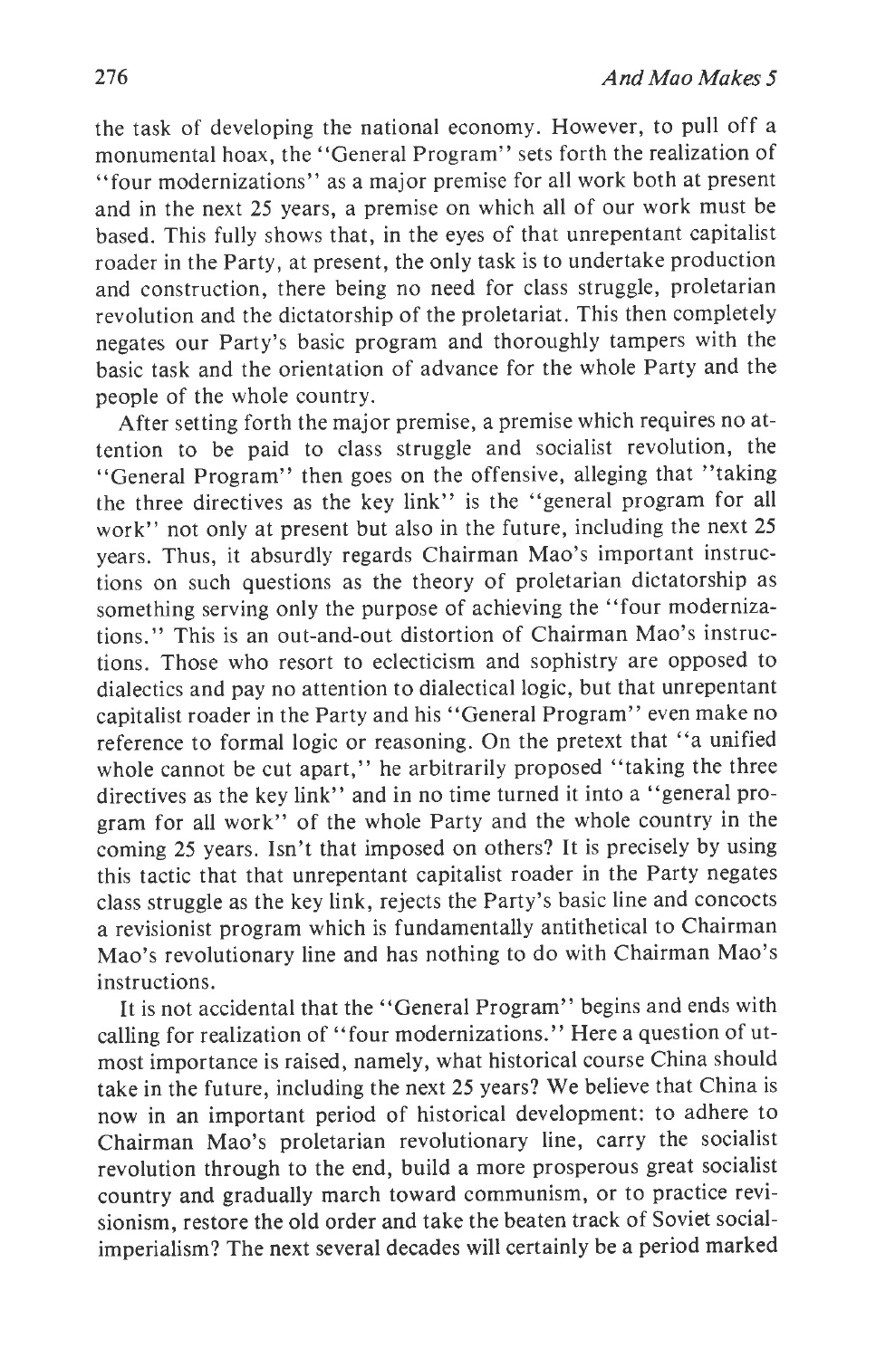the task of developing the national economy. However, to pull off a monumental hoax, the "General Program" sets forth the realization of "four modernizations" as a major premise for all work both at present and in the next 25 years, a premise on which all of our work must be based. This fully shows that, in the eyes of that unrepentant capitalist roader in the Party, at present, the only task is to undertake production and construction, there being no need for class struggle, proletarian revolution and the dictatorship of the proletariat. This then completely negates our Party's basic program and thoroughly tampers with the basic task and the orientation of advance for the whole Party and the people of the whole country.

After setting forth the major premise, a premise which requires no attention to be paid to class struggle and socialist revolution, the "General Program" then goes on the offensive, alleging that "taking the three directives as the key link" is the "general program for all work" not only at present but also in the future, including the next 25 years. Thus, it absurdly regards Chairman Mao's important instructions on such questions as the theory of proletarian dictatorship as something serving only the purpose of achieving the "four modernizations." This is an out-and-out distortion of Chairman Mao's instructions. Those who resort to eclecticism and sophistry are opposed to dialectics and pay no attention to dialectical logic, but that unrepentant capitalist roader in the Party and his "General Program" even make no reference to formal logic or reasoning. On the pretext that "a unified whole cannot be cut apart," he arbitrarily proposed "taking the three directives as the key link" and in no time turned it into a "general program for all work" of the whole Party and the whole country in the coming 25 years. Isn't that imposed on others? It is precisely by using this tactic that that unrepentant capitalist roader in the Party negates class struggle as the key link, rejects the Party's basic line and concocts a revisionist program which is fundamentally antithetical to Chairman Mao's revolutionary line and has nothing to do with Chairman Mao's instructions.

It is not accidental that the "General Program" begins and ends with calling for realization of "four modernizations." Here a question of utmost importance is raised, namely, what historical course China should take in the future, including the next 25 years? We believe that China is now in an important period of historical development: to adhere to Chairman Mao's proletarian revolutionary line, carry the socialist revolution through to the end, build a more prosperous great socialist country and gradually march toward communism, or to practice revisionism, restore the old order and take the beaten track of Soviet social-imperialism? The next several decades will certainly be a period marked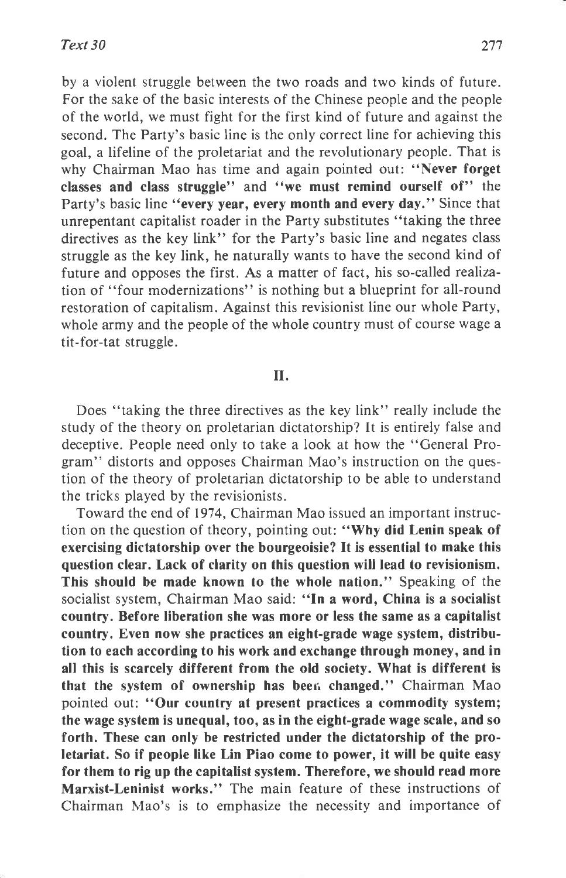by a violent struggle between the two roads and two kinds of future. For the sake of the basic interests of the Chinese people and the people of the world, we must fight for the first kind of future and against the second. The Party's basic line is the only correct line for achieving this goal, a lifeline of the proletariat and the revolutionary people. That is why Chairman Mao has time and again pointed out: "**Never forget classes and class struggle**" and "**we must remind ourself of**" the Party's basic line "**every year, every month and every day.**" Since that unrepentant capitalist roader in the Party substitutes "taking the three directives as the key link" for the Party's basic line and negates class struggle as the key link, he naturally wants to have the second kind of future and opposes the first. As a matter of fact, his so-called realization of "four modernizations" is nothing but a blueprint for all-round restoration of capitalism. Against this revisionist line our whole Party, whole army and the people of the whole country must of course wage a tit-for-tat struggle.

## II.

Does "taking the three directives as the key link" really include the study of the theory on proletarian dictatorship? It is entirely false and deceptive. People need only to take a look at how the "General Program" distorts and opposes Chairman Mao's instruction on the question of the theory of proletarian dictatorship to be able to understand the tricks played by the revisionists.

Toward the end of 1974, Chairman Mao issued an important instruction on the question of theory, pointing out: "**Why did Lenin speak of exercising dictatorship over the bourgeoisie? It is essential to make this question clear. Lack of clarity on this question will lead to revisionism. This should be made known to the whole nation.**" Speaking of the socialist system, Chairman Mao said: "**In a word, China is a socialist country. Before liberation she was more or less the same as a capitalist country. Even now she practices an eight-grade wage system, distribution to each according to his work and exchange through money, and in all this is scarcely different from the old society. What is different is that the system of ownership has been changed.**" Chairman Mao pointed out: "**Our country at present practices a commodity system; the wage system is unequal, too, as in the eight-grade wage scale, and so forth. These can only be restricted under the dictatorship of the proletariat. So if people like Lin Piao come to power, it will be quite easy for them to rig up the capitalist system. Therefore, we should read more Marxist-Leninist works.**" The main feature of these instructions of Chairman Mao's is to emphasize the necessity and importance of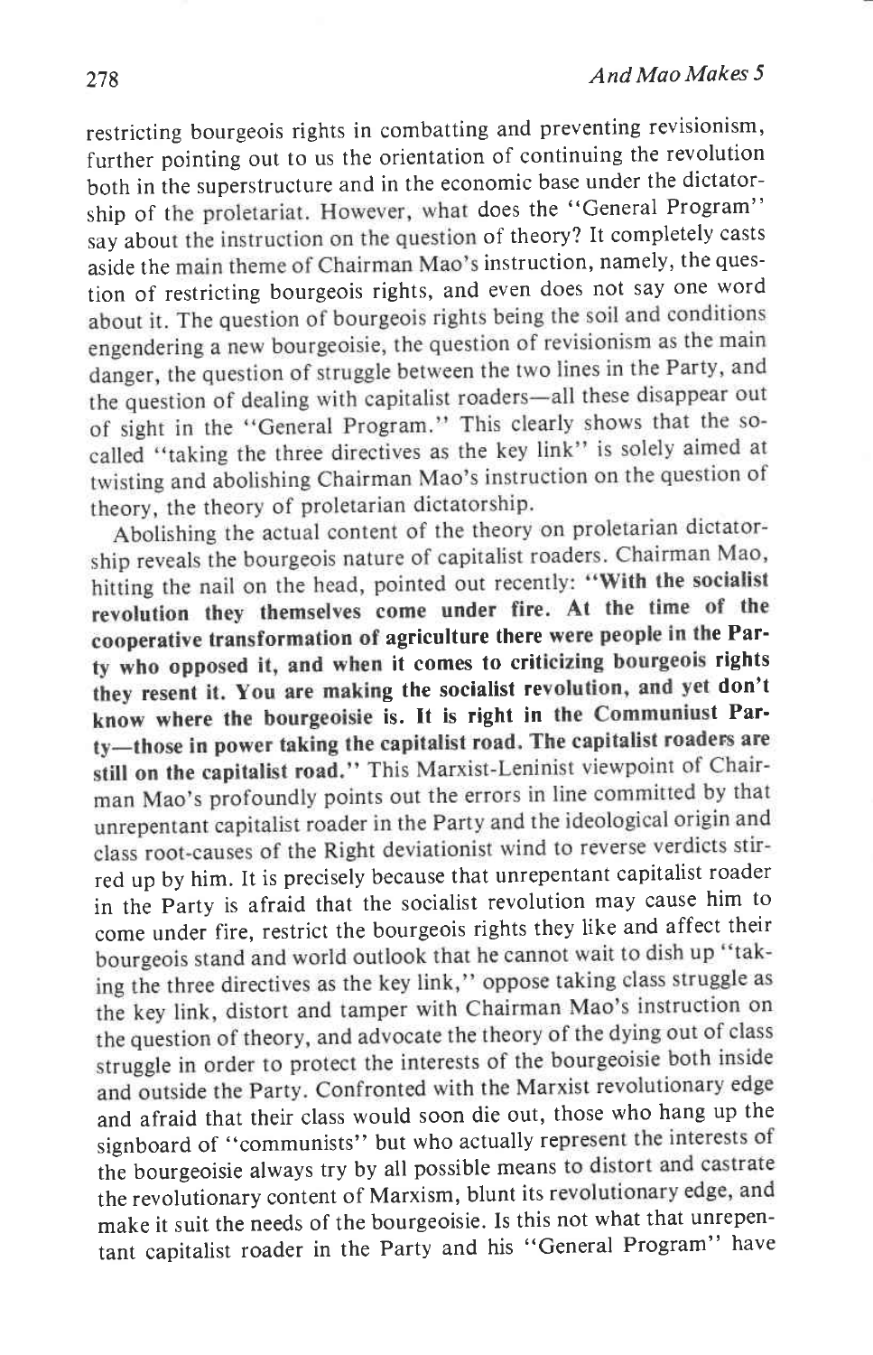restricting bourgeois rights in combatting and preventing revisionism, further pointing out to us the orientation of continuing the revolution both in the superstructure and in the economic base under the dictatorship of the proletariat. However, what does the "General Program" say about the instruction on the question of theory? It completely casts aside the main theme of Chairman Mao's instruction, namely, the question of restricting bourgeois rights, and even does not say one word about it. The question of bourgeois rights being the soil and conditions engendering a new bourgeoisie, the question of revisionism as the main danger, the question of struggle between the two lines in the Party, and the question of dealing with capitalist roaders—all these disappear out of sight in the "General Program." This clearly shows that the so-called "taking the three directives as the key link" is solely aimed at twisting and abolishing Chairman Mao's instruction on the question of theory, the theory of proletarian dictatorship.

Abolishing the actual content of the theory on proletarian dictatorship reveals the bourgeois nature of capitalist roaders. Chairman Mao, hitting the nail on the head, pointed out recently: **"With the socialist revolution they themselves come under fire. At the time of the cooperative transformation of agriculture there were people in the Party who opposed it, and when it comes to criticizing bourgeois rights they resent it. You are making the socialist revolution, and yet don't know where the bourgeoisie is. It is right in the Communiust Party—those in power taking the capitalist road. The capitalist roaders are still on the capitalist road."** This Marxist-Leninist viewpoint of Chairman Mao's profoundly points out the errors in line committed by that unrepentant capitalist roader in the Party and the ideological origin and class root-causes of the Right deviationist wind to reverse verdicts stirred up by him. It is precisely because that unrepentant capitalist roader in the Party is afraid that the socialist revolution may cause him to come under fire, restrict the bourgeois rights they like and affect their bourgeois stand and world outlook that he cannot wait to dish up "taking the three directives as the key link," oppose taking class struggle as the key link, distort and tamper with Chairman Mao's instruction on the question of theory, and advocate the theory of the dying out of class struggle in order to protect the interests of the bourgeoisie both inside and outside the Party. Confronted with the Marxist revolutionary edge and afraid that their class would soon die out, those who hang up the signboard of "communists" but who actually represent the interests of the bourgeoisie always try by all possible means to distort and castrate the revolutionary content of Marxism, blunt its revolutionary edge, and make it suit the needs of the bourgeoisie. Is this not what that unrepentant capitalist roader in the Party and his "General Program" have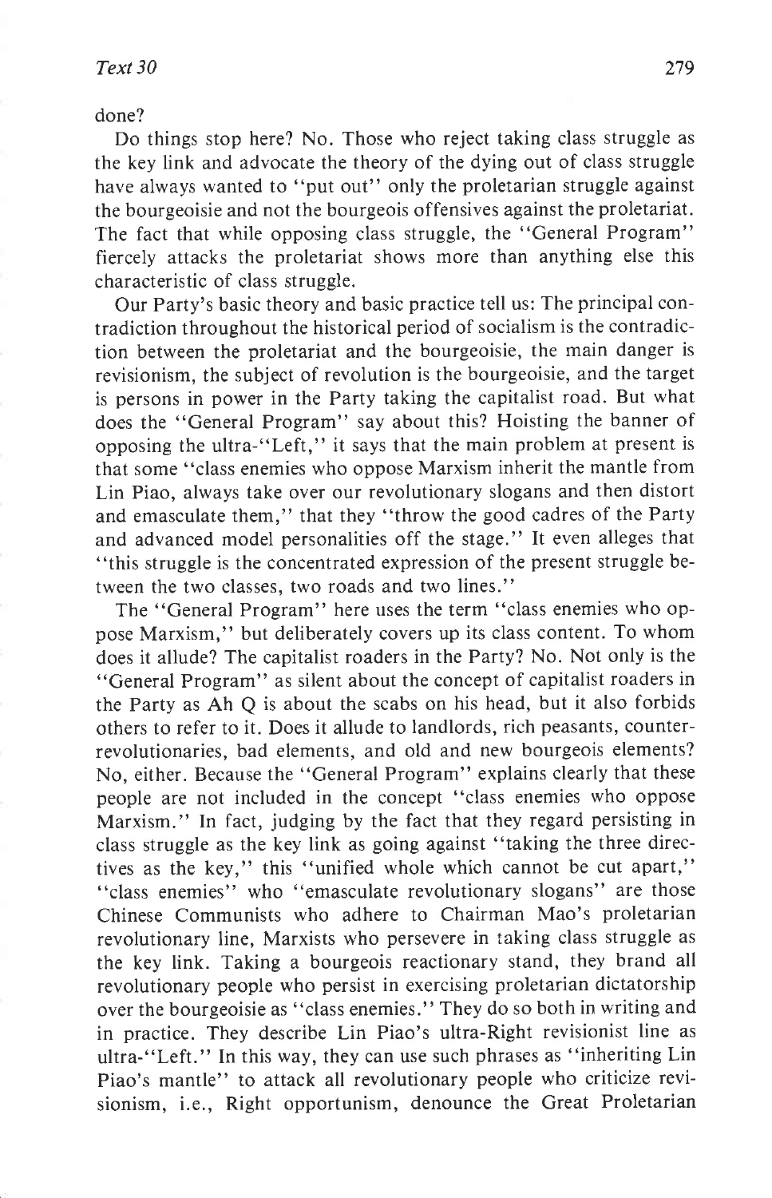done?

Do things stop here? No. Those who reject taking class struggle as the key link and advocate the theory of the dying out of class struggle have always wanted to "put out" only the proletarian struggle against the bourgeoisie and not the bourgeois offensives against the proletariat. The fact that while opposing class struggle, the "General Program" fiercely attacks the proletariat shows more than anything else this characteristic of class struggle.

Our Party's basic theory and basic practice tell us: The principal contradiction throughout the historical period of socialism is the contradiction between the proletariat and the bourgeoisie, the main danger is revisionism, the subject of revolution is the bourgeoisie, and the target is persons in power in the Party taking the capitalist road. But what does the "General Program" say about this? Hoisting the banner of opposing the ultra-"Left," it says that the main problem at present is that some "class enemies who oppose Marxism inherit the mantle from Lin Piao, always take over our revolutionary slogans and then distort and emasculate them," that they "throw the good cadres of the Party and advanced model personalities off the stage." It even alleges that "this struggle is the concentrated expression of the present struggle between the two classes, two roads and two lines."

The "General Program" here uses the term "class enemies who oppose Marxism," but deliberately covers up its class content. To whom does it allude? The capitalist roaders in the Party? No. Not only is the "General Program" as silent about the concept of capitalist roaders in the Party as Ah Q is about the scabs on his head, but it also forbids others to refer to it. Does it allude to landlords, rich peasants, counter-revolutionaries, bad elements, and old and new bourgeois elements? No, either. Because the "General Program" explains clearly that these people are not included in the concept "class enemies who oppose Marxism." In fact, judging by the fact that they regard persisting in class struggle as the key link as going against "taking the three directives as the key," this "unified whole which cannot be cut apart," "class enemies" who "emasculate revolutionary slogans" are those Chinese Communists who adhere to Chairman Mao's proletarian revolutionary line, Marxists who persevere in taking class struggle as the key link. Taking a bourgeois reactionary stand, they brand all revolutionary people who persist in exercising proletarian dictatorship over the bourgeoisie as "class enemies." They do so both in writing and in practice. They describe Lin Piao's ultra-Right revisionist line as ultra-"Left." In this way, they can use such phrases as "inheriting Lin Piao's mantle" to attack all revolutionary people who criticize revisionism, i.e., Right opportunism, denounce the Great Proletarian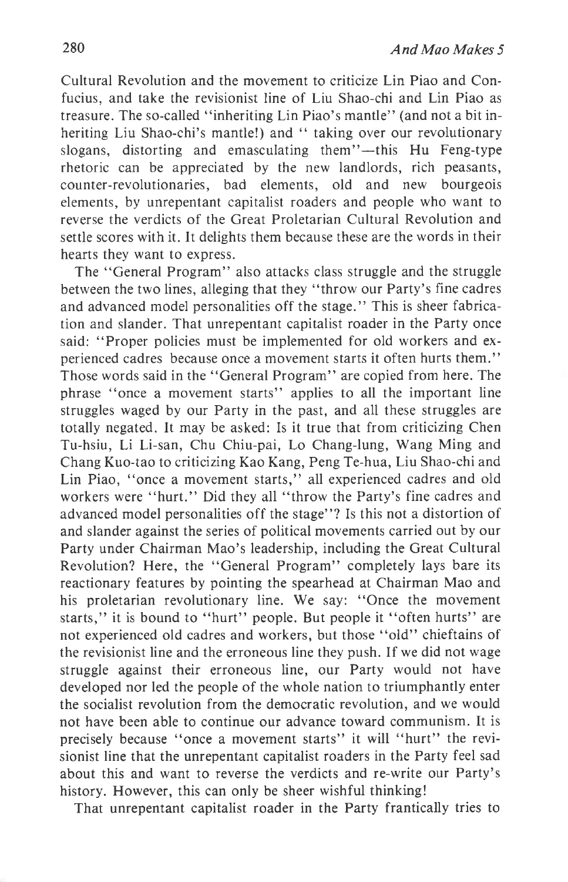Cultural Revolution and the movement to criticize Lin Piao and Confucius, and take the revisionist line of Liu Shao-chi and Lin Piao as treasure. The so-called "inheriting Lin Piao's mantle" (and not a bit inheriting Liu Shao-chi's mantle!) and " taking over our revolutionary slogans, distorting and emasculating them"—this Hu Feng-type rhetoric can be appreciated by the new landlords, rich peasants, counter-revolutionaries, bad elements, old and new bourgeois elements, by unrepentant capitalist roaders and people who want to reverse the verdicts of the Great Proletarian Cultural Revolution and settle scores with it. It delights them because these are the words in their hearts they want to express.

The "General Program" also attacks class struggle and the struggle between the two lines, alleging that they "throw our Party's fine cadres and advanced model personalities off the stage." This is sheer fabrication and slander. That unrepentant capitalist roader in the Party once said: "Proper policies must be implemented for old workers and experienced cadres because once a movement starts it often hurts them." Those words said in the "General Program" are copied from here. The phrase "once a movement starts" applies to all the important line struggles waged by our Party in the past, and all these struggles are totally negated. It may be asked: Is it true that from criticizing Chen Tu-hsiu, Li Li-san, Chu Chiu-pai, Lo Chang-lung, Wang Ming and Chang Kuo-tao to criticizing Kao Kang, Peng Te-hua, Liu Shao-chi and Lin Piao, "once a movement starts," all experienced cadres and old workers were "hurt." Did they all "throw the Party's fine cadres and advanced model personalities off the stage"? Is this not a distortion of and slander against the series of political movements carried out by our Party under Chairman Mao's leadership, including the Great Cultural Revolution? Here, the "General Program" completely lays bare its reactionary features by pointing the spearhead at Chairman Mao and his proletarian revolutionary line. We say: "Once the movement starts," it is bound to "hurt" people. But people it "often hurts" are not experienced old cadres and workers, but those "old" chieftains of the revisionist line and the erroneous line they push. If we did not wage struggle against their erroneous line, our Party would not have developed nor led the people of the whole nation to triumphantly enter the socialist revolution from the democratic revolution, and we would not have been able to continue our advance toward communism. It is precisely because "once a movement starts" it will "hurt" the revisionist line that the unrepentant capitalist roaders in the Party feel sad about this and want to reverse the verdicts and re-write our Party's history. However, this can only be sheer wishful thinking!

That unrepentant capitalist roader in the Party frantically tries to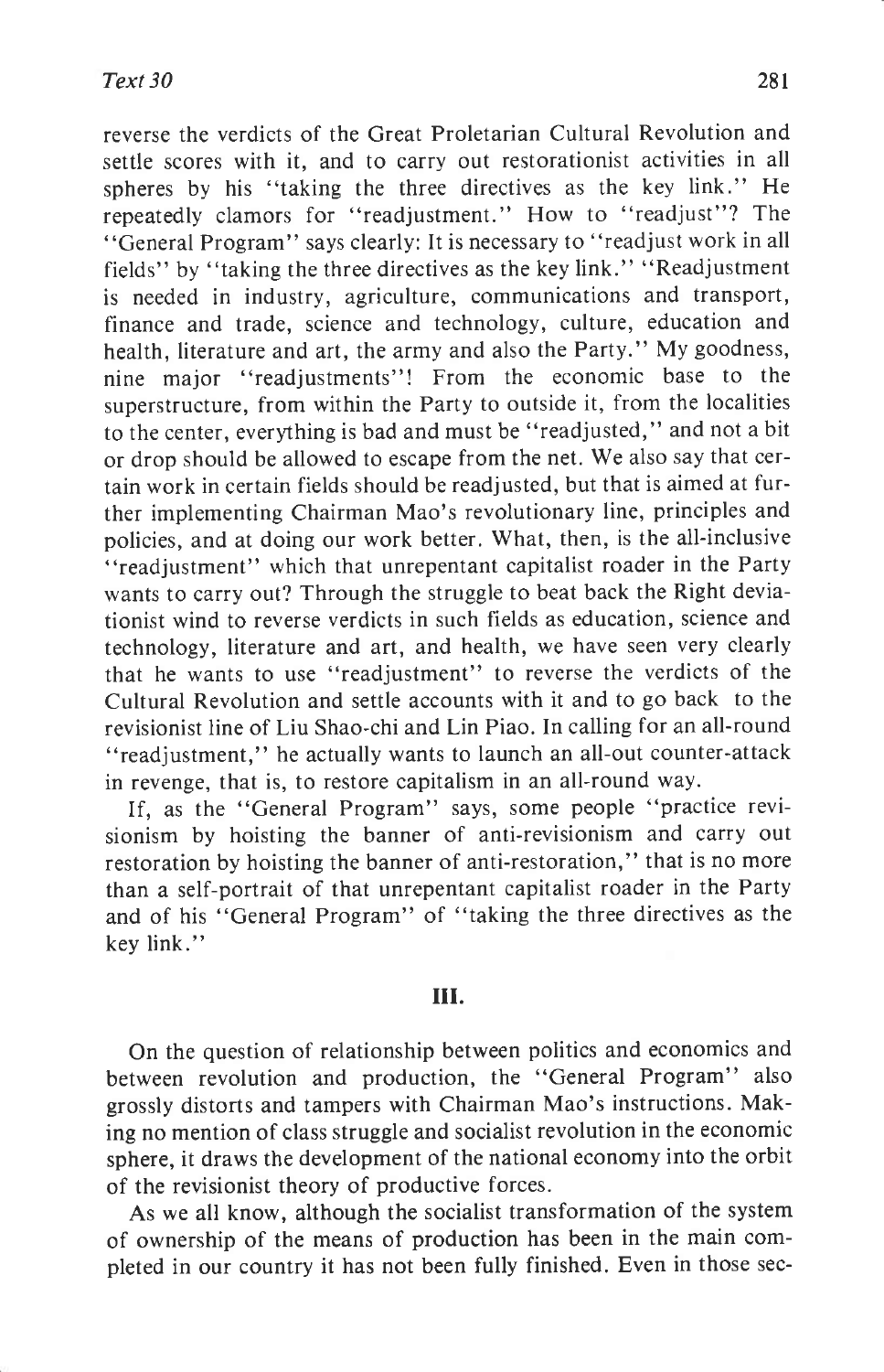reverse the verdicts of the Great Proletarian Cultural Revolution and settle scores with it, and to carry out restorationist activities in all spheres by his "taking the three directives as the key link." He repeatedly clamors for "readjustment." How to "readjust"? The "General Program" says clearly: It is necessary to "readjust work in all fields" by "taking the three directives as the key link." "Readjustment is needed in industry, agriculture, communications and transport, finance and trade, science and technology, culture, education and health, literature and art, the army and also the Party." My goodness, nine major "readjustments"! From the economic base to the superstructure, from within the Party to outside it, from the localities to the center, everything is bad and must be "readjusted," and not a bit or drop should be allowed to escape from the net. We also say that certain work in certain fields should be readjusted, but that is aimed at further implementing Chairman Mao's revolutionary line, principles and policies, and at doing our work better. What, then, is the all-inclusive "readjustment" which that unrepentant capitalist roader in the Party wants to carry out? Through the struggle to beat back the Right deviationist wind to reverse verdicts in such fields as education, science and technology, literature and art, and health, we have seen very clearly that he wants to use "readjustment" to reverse the verdicts of the Cultural Revolution and settle accounts with it and to go back to the revisionist line of Liu Shao-chi and Lin Piao. In calling for an all-round "readjustment," he actually wants to launch an all-out counter-attack in revenge, that is, to restore capitalism in an all-round way.

If, as the "General Program" says, some people "practice revisionism by hoisting the banner of anti-revisionism and carry out restoration by hoisting the banner of anti-restoration," that is no more than a self-portrait of that unrepentant capitalist roader in the Party and of his "General Program" of "taking the three directives as the key link."

## III.

On the question of relationship between politics and economics and between revolution and production, the "General Program" also grossly distorts and tampers with Chairman Mao's instructions. Making no mention of class struggle and socialist revolution in the economic sphere, it draws the development of the national economy into the orbit of the revisionist theory of productive forces.

As we all know, although the socialist transformation of the system of ownership of the means of production has been in the main completed in our country it has not been fully finished. Even in those sec-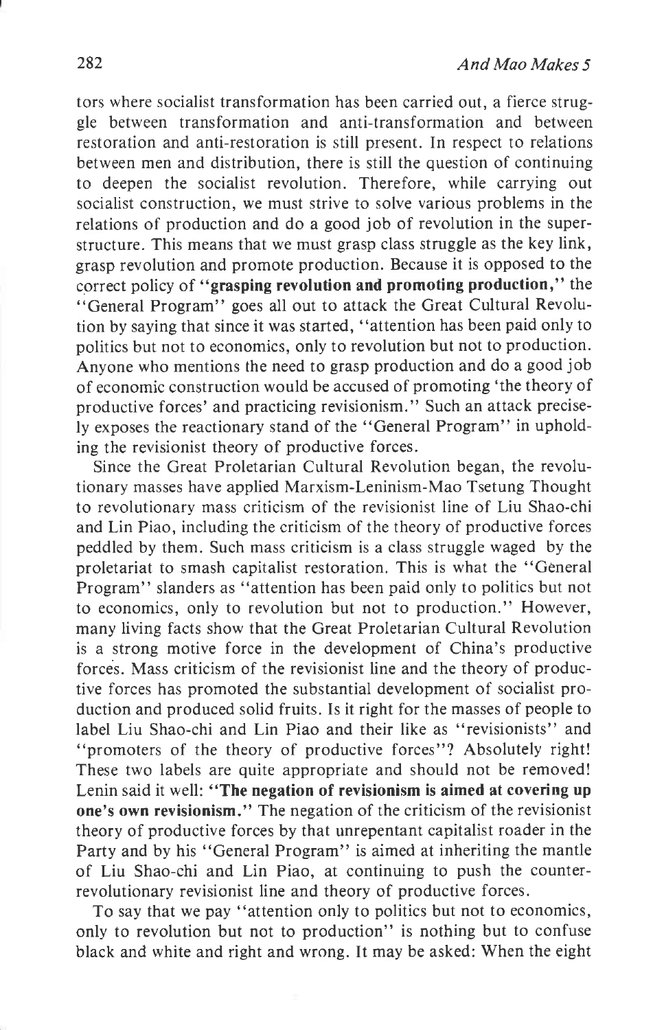tors where socialist transformation has been carried out, a fierce struggle between transformation and anti-transformation and between restoration and anti-restoration is still present. In respect to relations between men and distribution, there is still the question of continuing to deepen the socialist revolution. Therefore, while carrying out socialist construction, we must strive to solve various problems in the relations of production and do a good job of revolution in the superstructure. This means that we must grasp class struggle as the key link, grasp revolution and promote production. Because it is opposed to the correct policy of **"grasping revolution and promoting production,"** the "General Program" goes all out to attack the Great Cultural Revolution by saying that since it was started, "attention has been paid only to politics but not to economics, only to revolution but not to production. Anyone who mentions the need to grasp production and do a good job of economic construction would be accused of promoting 'the theory of productive forces' and practicing revisionism." Such an attack precisely exposes the reactionary stand of the "General Program" in upholding the revisionist theory of productive forces.

Since the Great Proletarian Cultural Revolution began, the revolutionary masses have applied Marxism-Leninism-Mao Tsetung Thought to revolutionary mass criticism of the revisionist line of Liu Shao-chi and Lin Piao, including the criticism of the theory of productive forces peddled by them. Such mass criticism is a class struggle waged by the proletariat to smash capitalist restoration. This is what the "General Program" slanders as "attention has been paid only to politics but not to economics, only to revolution but not to production." However, many living facts show that the Great Proletarian Cultural Revolution is a strong motive force in the development of China's productive forces. Mass criticism of the revisionist line and the theory of productive forces has promoted the substantial development of socialist production and produced solid fruits. Is it right for the masses of people to label Liu Shao-chi and Lin Piao and their like as "revisionists" and "promoters of the theory of productive forces"? Absolutely right! These two labels are quite appropriate and should not be removed! Lenin said it well: **"The negation of revisionism is aimed at covering up one's own revisionism."** The negation of the criticism of the revisionist theory of productive forces by that unrepentant capitalist roader in the Party and by his "General Program" is aimed at inheriting the mantle of Liu Shao-chi and Lin Piao, at continuing to push the counter-revolutionary revisionist line and theory of productive forces.

To say that we pay "attention only to politics but not to economics, only to revolution but not to production" is nothing but to confuse black and white and right and wrong. It may be asked: When the eight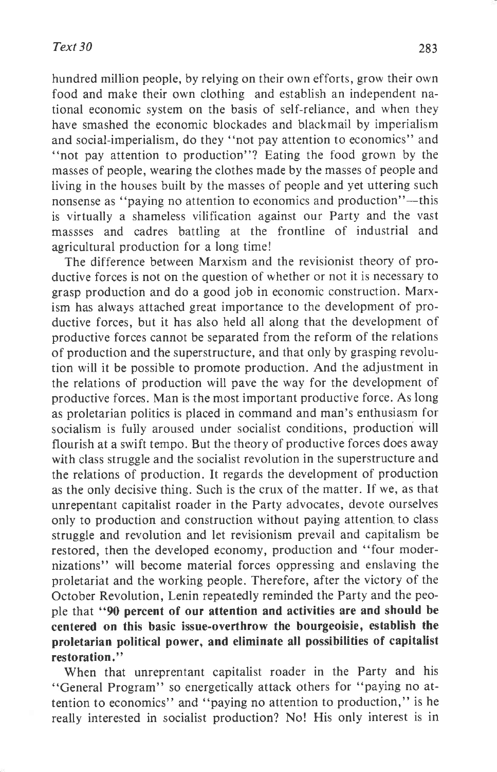hundred million people, by relying on their own efforts, grow their own food and make their own clothing and establish an independent national economic system on the basis of self-reliance, and when they have smashed the economic blockades and blackmail by imperialism and social-imperialism, do they "not pay attention to economics" and "not pay attention to production"? Eating the food grown by the masses of people, wearing the clothes made by the masses of people and living in the houses built by the masses of people and yet uttering such nonsense as "paying no attention to economics and production"—this is virtually a shameless vilification against our Party and the vast massses and cadres battling at the frontline of industrial and agricultural production for a long time!

The difference between Marxism and the revisionist theory of productive forces is not on the question of whether or not it is necessary to grasp production and do a good job in economic construction. Marxism has always attached great importance to the development of productive forces, but it has also held all along that the development of productive forces cannot be separated from the reform of the relations of production and the superstructure, and that only by grasping revolution will it be possible to promote production. And the adjustment in the relations of production will pave the way for the development of productive forces. Man is the most important productive force. As long as proletarian politics is placed in command and man's enthusiasm for socialism is fully aroused under socialist conditions, production will flourish at a swift tempo. But the theory of productive forces does away with class struggle and the socialist revolution in the superstructure and the relations of production. It regards the development of production as the only decisive thing. Such is the crux of the matter. If we, as that unrepentant capitalist roader in the Party advocates, devote ourselves only to production and construction without paying attention to class struggle and revolution and let revisionism prevail and capitalism be restored, then the developed economy, production and "four modernizations" will become material forces oppressing and enslaving the proletariat and the working people. Therefore, after the victory of the October Revolution, Lenin repeatedly reminded the Party and the people that **"90 percent of our attention and activities are and should be centered on this basic issue-overthrow the bourgeoisie, establish the proletarian political power, and eliminate all possibilities of capitalist restoration."**

When that unreprentant capitalist roader in the Party and his "General Program" so energetically attack others for "paying no attention to economics" and "paying no attention to production," is he really interested in socialist production? No! His only interest is in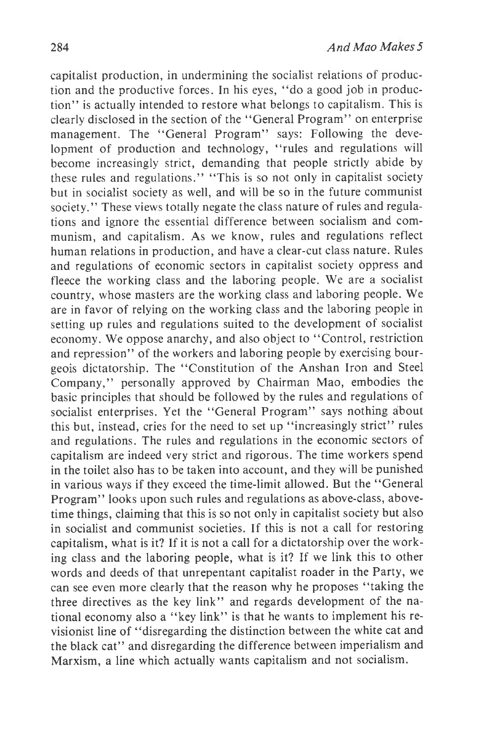capitalist production, in undermining the socialist relations of production and the productive forces. In his eyes, "do a good job in production" is actually intended to restore what belongs to capitalism. This is clearly disclosed in the section of the "General Program" on enterprise management. The "General Program" says: Following the development of production and technology, "rules and regulations will become increasingly strict, demanding that people strictly abide by these rules and regulations." "This is so not only in capitalist society but in socialist society as well, and will be so in the future communist society." These views totally negate the class nature of rules and regulations and ignore the essential difference between socialism and communism, and capitalism. As we know, rules and regulations reflect human relations in production, and have a clear-cut class nature. Rules and regulations of economic sectors in capitalist society oppress and fleece the working class and the laboring people. We are a socialist country, whose masters are the working class and laboring people. We are in favor of relying on the working class and the laboring people in setting up rules and regulations suited to the development of socialist economy. We oppose anarchy, and also object to "Control, restriction and repression" of the workers and laboring people by exercising bourgeois dictatorship. The "Constitution of the Anshan Iron and Steel Company," personally approved by Chairman Mao, embodies the basic principles that should be followed by the rules and regulations of socialist enterprises. Yet the "General Program" says nothing about this but, instead, cries for the need to set up "increasingly strict" rules and regulations. The rules and regulations in the economic sectors of capitalism are indeed very strict and rigorous. The time workers spend in the toilet also has to be taken into account, and they will be punished in various ways if they exceed the time-limit allowed. But the "General Program" looks upon such rules and regulations as above-class, above-time things, claiming that this is so not only in capitalist society but also in socialist and communist societies. If this is not a call for restoring capitalism, what is it? If it is not a call for a dictatorship over the working class and the laboring people, what is it? If we link this to other words and deeds of that unrepentant capitalist roader in the Party, we can see even more clearly that the reason why he proposes "taking the three directives as the key link" and regards development of the national economy also a "key link" is that he wants to implement his revisionist line of "disregarding the distinction between the white cat and the black cat" and disregarding the difference between imperialism and Marxism, a line which actually wants capitalism and not socialism.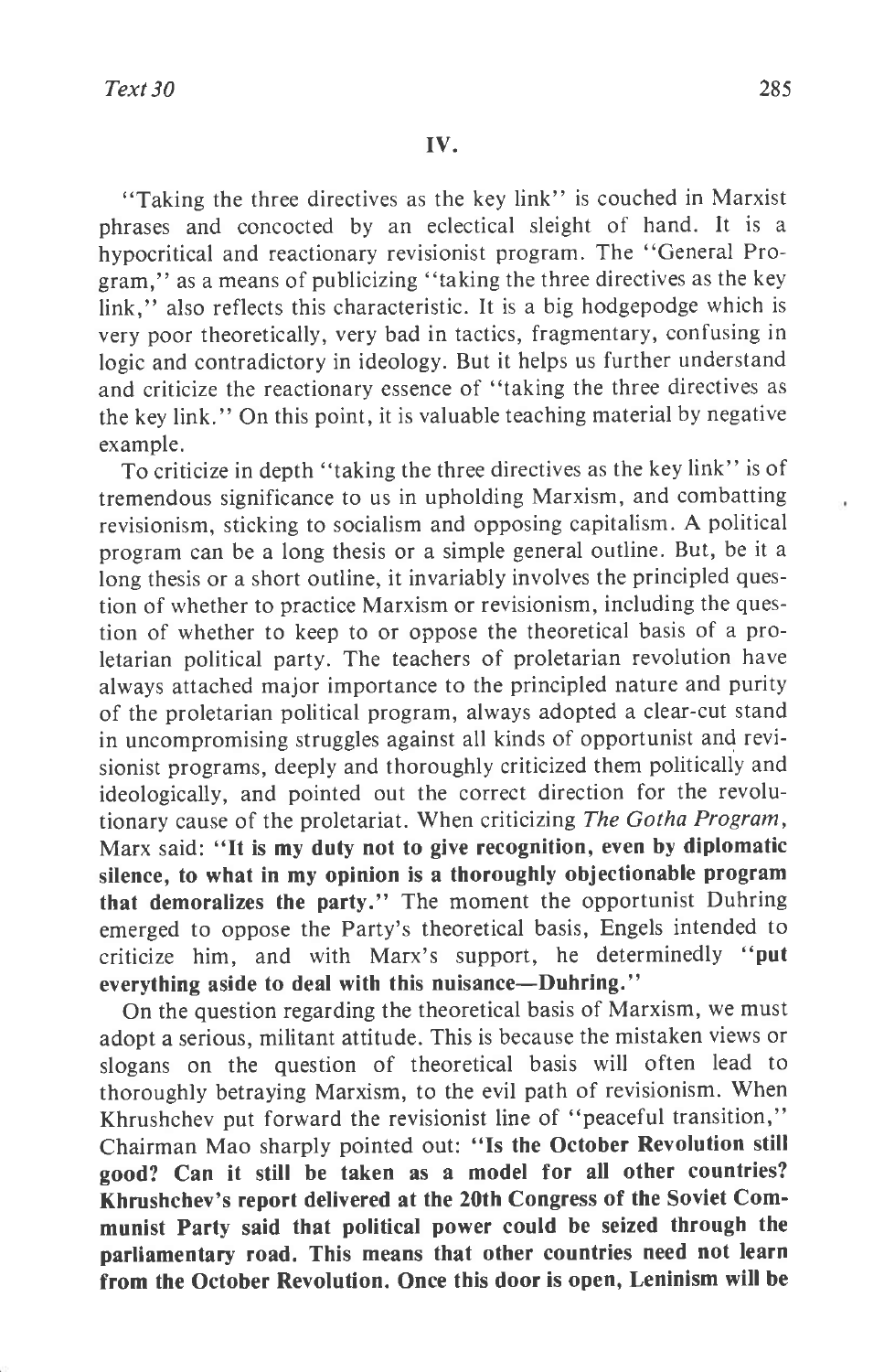## IV.

"Taking the three directives as the key link" is couched in Marxist phrases and concocted by an eclectical sleight of hand. It is a hypocritical and reactionary revisionist program. The "General Program," as a means of publicizing "taking the three directives as the key link," also reflects this characteristic. It is a big hodgepodge which is very poor theoretically, very bad in tactics, fragmentary, confusing in logic and contradictory in ideology. But it helps us further understand and criticize the reactionary essence of "taking the three directives as the key link." On this point, it is valuable teaching material by negative example.

To criticize in depth "taking the three directives as the key link" is of tremendous significance to us in upholding Marxism, and combatting revisionism, sticking to socialism and opposing capitalism. A political program can be a long thesis or a simple general outline. But, be it a long thesis or a short outline, it invariably involves the principled question of whether to practice Marxism or revisionism, including the question of whether to keep to or oppose the theoretical basis of a proletarian political party. The teachers of proletarian revolution have always attached major importance to the principled nature and purity of the proletarian political program, always adopted a clear-cut stand in uncompromising struggles against all kinds of opportunist and revisionist programs, deeply and thoroughly criticized them politically and ideologically, and pointed out the correct direction for the revolutionary cause of the proletariat. When criticizing *The Gotha Program*, Marx said: **"It is my duty not to give recognition, even by diplomatic silence, to what in my opinion is a thoroughly objectionable program that demoralizes the party."** The moment the opportunist Duhring emerged to oppose the Party's theoretical basis, Engels intended to criticize him, and with Marx's support, he determinedly "**put everything aside to deal with this nuisance—Duhring.**"

On the question regarding the theoretical basis of Marxism, we must adopt a serious, militant attitude. This is because the mistaken views or slogans on the question of theoretical basis will often lead to thoroughly betraying Marxism, to the evil path of revisionism. When Khrushchev put forward the revisionist line of "peaceful transition," Chairman Mao sharply pointed out: **"Is the October Revolution still good? Can it still be taken as a model for all other countries? Khrushchev's report delivered at the 20th Congress of the Soviet Communist Party said that political power could be seized through the parliamentary road. This means that other countries need not learn from the October Revolution. Once this door is open, Leninism will be**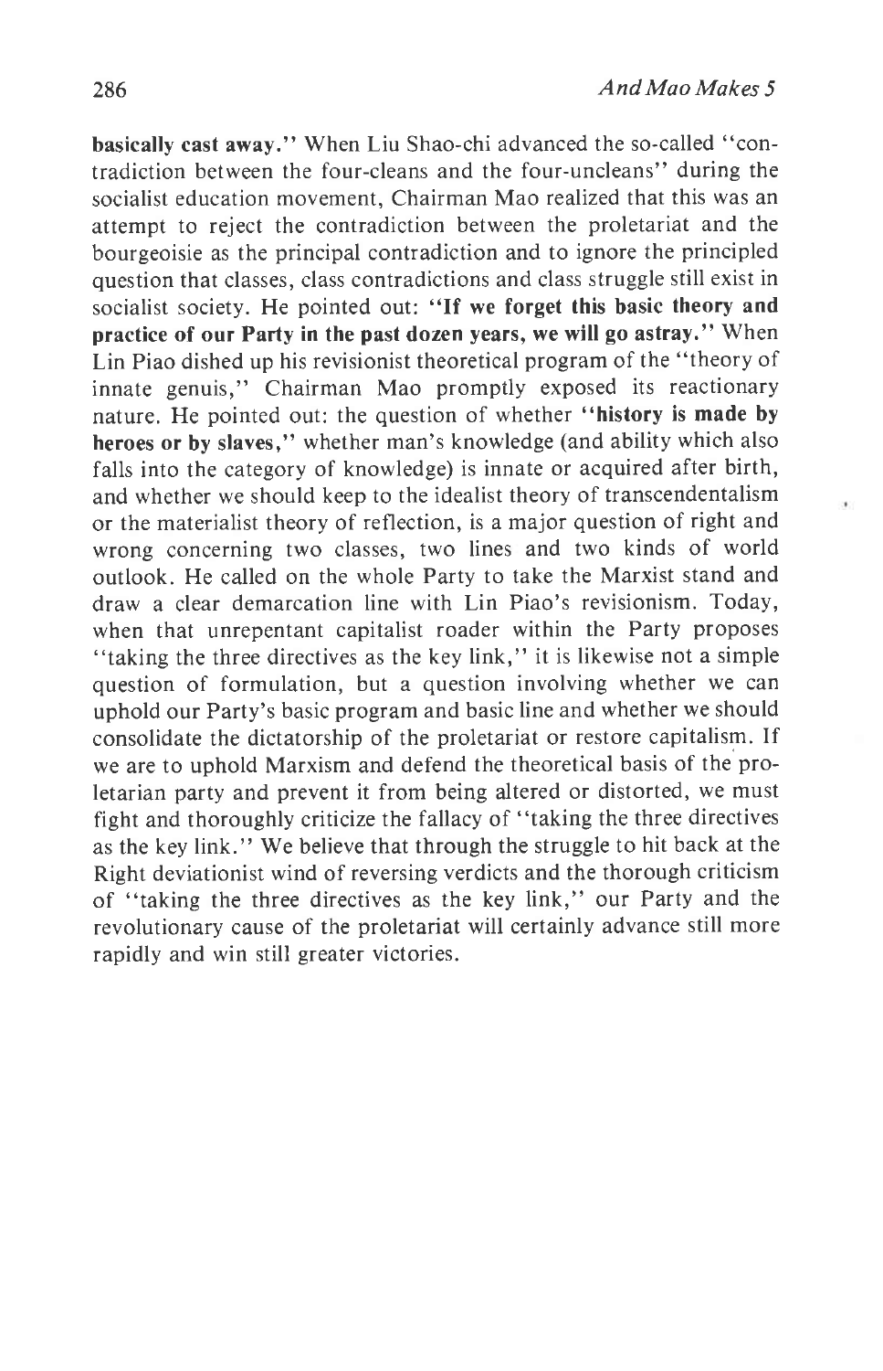**basically cast away.**" When Liu Shao-chi advanced the so-called "contradiction between the four-cleans and the four-uncleans" during the socialist education movement, Chairman Mao realized that this was an attempt to reject the contradiction between the proletariat and the bourgeoisie as the principal contradiction and to ignore the principled question that classes, class contradictions and class struggle still exist in socialist society. He pointed out: "**If we forget this basic theory and practice of our Party in the past dozen years, we will go astray.**" When Lin Piao dished up his revisionist theoretical program of the "theory of innate genuis," Chairman Mao promptly exposed its reactionary nature. He pointed out: the question of whether "**history is made by heroes or by slaves,**" whether man's knowledge (and ability which also falls into the category of knowledge) is innate or acquired after birth, and whether we should keep to the idealist theory of transcendentalism or the materialist theory of reflection, is a major question of right and wrong concerning two classes, two lines and two kinds of world outlook. He called on the whole Party to take the Marxist stand and draw a clear demarcation line with Lin Piao's revisionism. Today, when that unrepentant capitalist roader within the Party proposes "taking the three directives as the key link," it is likewise not a simple question of formulation, but a question involving whether we can uphold our Party's basic program and basic line and whether we should consolidate the dictatorship of the proletariat or restore capitalism. If we are to uphold Marxism and defend the theoretical basis of the proletarian party and prevent it from being altered or distorted, we must fight and thoroughly criticize the fallacy of "taking the three directives as the key link." We believe that through the struggle to hit back at the Right deviationist wind of reversing verdicts and the thorough criticism of "taking the three directives as the key link," our Party and the revolutionary cause of the proletariat will certainly advance still more rapidly and win still greater victories.